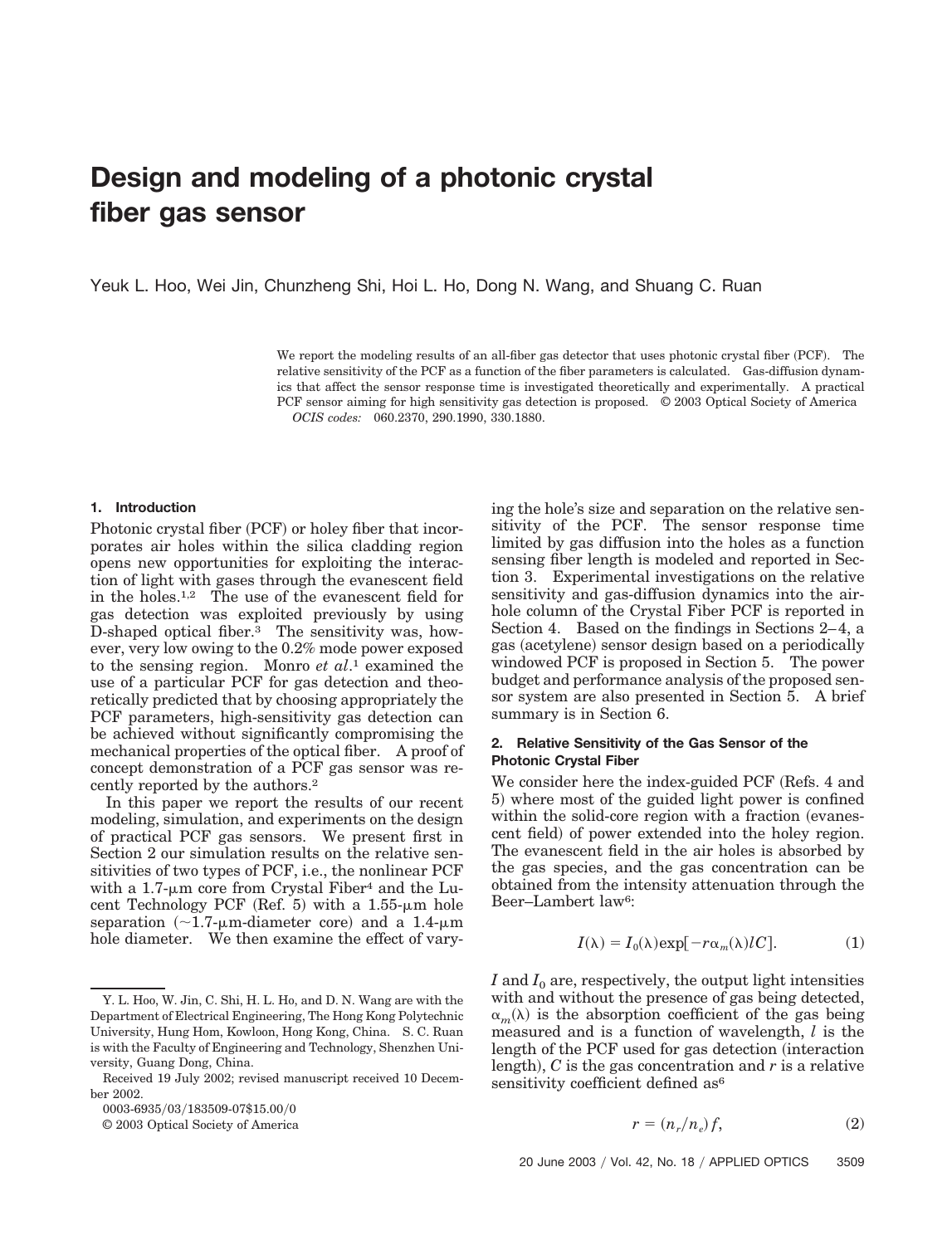# Design and modeling of a photonic crystal fiber gas sensor

Yeuk L. Hoo, Wei Jin, Chunzheng Shi, Hoi L. Ho, Dong N. Wang, and Shuang C. Ruan

We report the modeling results of an all-fiber gas detector that uses photonic crystal fiber (PCF). The relative sensitivity of the PCF as a function of the fiber parameters is calculated. Gas-diffusion dynamics that affect the sensor response time is investigated theoretically and experimentally. A practical PCF sensor aiming for high sensitivity gas detection is proposed. © 2003 Optical Society of America

*OCIS codes:* 060.2370, 290.1990, 330.1880.

## 1. Introduction

Photonic crystal fiber (PCF) or holey fiber that incorporates air holes within the silica cladding region opens new opportunities for exploiting the interaction of light with gases through the evanescent field in the holes.[1,2] The use of the evanescent field for gas detection was exploited previously by using D-shaped optical fiber.[3] The sensitivity was, however, very low owing to the 0.2% mode power exposed to the sensing region. Monro *et al.*[1] examined the use of a particular PCF for gas detection and theoretically predicted that by choosing appropriately the PCF parameters, high-sensitivity gas detection can be achieved without significantly compromising the mechanical properties of the optical fiber. A proof of concept demonstration of a PCF gas sensor was recently reported by the authors.[2]

In this paper we report the results of our recent modeling, simulation, and experiments on the design of practical PCF gas sensors. We present first in Section 2 our simulation results on the relative sensitivities of two types of PCF, i.e., the nonlinear PCF with a 1.7-μm core from Crystal Fiber[4] and the Lucent Technology PCF (Ref. 5) with a 1.55-μm hole separation (~1.7-μm-diameter core) and a 1.4-μm hole diameter. We then examine the effect of varying the hole's size and separation on the relative sensitivity of the PCF. The sensor response time limited by gas diffusion into the holes as a function sensing fiber length is modeled and reported in Section 3. Experimental investigations on the relative sensitivity and gas-diffusion dynamics into the air-hole column of the Crystal Fiber PCF is reported in Section 4. Based on the findings in Sections 2–4, a gas (acetylene) sensor design based on a periodically windowed PCF is proposed in Section 5. The power budget and performance analysis of the proposed sensor system are also presented in Section 5. A brief summary is in Section 6.

## 2. Relative Sensitivity of the Gas Sensor of the Photonic Crystal Fiber

We consider here the index-guided PCF (Refs. 4 and 5) where most of the guided light power is confined within the solid-core region with a fraction (evanescent field) of power extended into the holey region. The evanescent field in the air holes is absorbed by the gas species, and the gas concentration can be obtained from the intensity attenuation through the Beer–Lambert law[6]:

$$I(\lambda) = I_0(\lambda)\exp[-r\alpha_m(\lambda)lC]. \tag{1}$$

$I$ and $I_0$ are, respectively, the output light intensities with and without the presence of gas being detected, $\alpha_m(\lambda)$ is the absorption coefficient of the gas being measured and is a function of wavelength, $l$ is the length of the PCF used for gas detection (interaction length), $C$ is the gas concentration and $r$ is a relative sensitivity coefficient defined as[6]

$$r = (n_r/n_e)f, \tag{2}$$

Y. L. Hoo, W. Jin, C. Shi, H. L. Ho, and D. N. Wang are with the Department of Electrical Engineering, The Hong Kong Polytechnic University, Hung Hom, Kowloon, Hong Kong, China. S. C. Ruan is with the Faculty of Engineering and Technology, Shenzhen University, Guang Dong, China.

Received 19 July 2002; revised manuscript received 10 December 2002.

0003-6935/03/183509-07$15.00/0

© 2003 Optical Society of America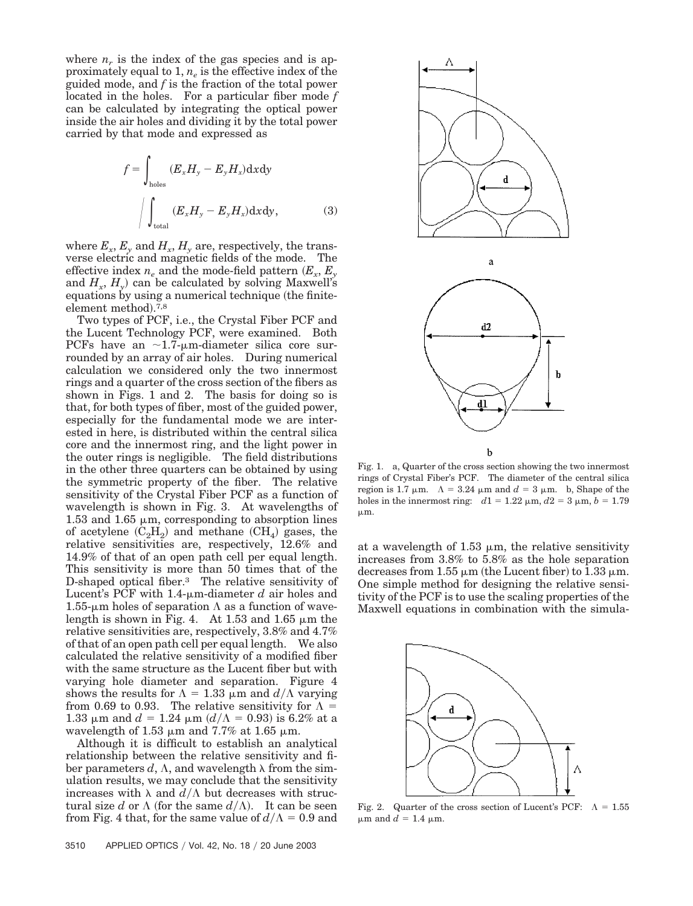where $n_r$ is the index of the gas species and is approximately equal to 1, $n_e$ is the effective index of the guided mode, and $f$ is the fraction of the total power located in the holes. For a particular fiber mode $f$ can be calculated by integrating the optical power inside the air holes and dividing it by the total power carried by that mode and expressed as

$$f = \int_{\text{holes}} (E_x H_y - E_y H_x) \mathrm{d}x\mathrm{d}y \Bigg/ \int_{\text{total}} (E_x H_y - E_y H_x) \mathrm{d}x\mathrm{d}y, \tag{3}$$

where $E_x$, $E_y$ and $H_x$, $H_y$ are, respectively, the transverse electric and magnetic fields of the mode. The effective index $n_e$ and the mode-field pattern ($E_x$, $E_y$ and $H_x$, $H_y$) can be calculated by solving Maxwell's equations by using a numerical technique (the finite-element method).[7,8]

Two types of PCF, i.e., the Crystal Fiber PCF and the Lucent Technology PCF, were examined. Both PCFs have an ~1.7-μm-diameter silica core surrounded by an array of air holes. During numerical calculation we considered only the two innermost rings and a quarter of the cross section of the fibers as shown in Figs. 1 and 2. The basis for doing so is that, for both types of fiber, most of the guided power, especially for the fundamental mode we are interested in here, is distributed within the central silica core and the innermost ring, and the light power in the outer rings is negligible. The field distributions in the other three quarters can be obtained by using the symmetric property of the fiber. The relative sensitivity of the Crystal Fiber PCF as a function of wavelength is shown in Fig. 3. At wavelengths of 1.53 and 1.65 μm, corresponding to absorption lines of acetylene ($C_2H_2$) and methane ($CH_4$) gases, the relative sensitivities are, respectively, 12.6% and 14.9% of that of an open path cell per equal length. This sensitivity is more than 50 times that of the D-shaped optical fiber.[3] The relative sensitivity of Lucent's PCF with 1.4-μm-diameter $d$ air holes and 1.55-μm holes of separation $\Lambda$ as a function of wavelength is shown in Fig. 4. At 1.53 and 1.65 μm the relative sensitivities are, respectively, 3.8% and 4.7% of that of an open path cell per equal length. We also calculated the relative sensitivity of a modified fiber with the same structure as the Lucent fiber but with varying hole diameter and separation. Figure 4 shows the results for $\Lambda = 1.33$ μm and $d/\Lambda$ varying from 0.69 to 0.93. The relative sensitivity for $\Lambda = 1.33$ μm and $d = 1.24$ μm ($d/\Lambda = 0.93$) is 6.2% at a wavelength of 1.53 μm and 7.7% at 1.65 μm.

Although it is difficult to establish an analytical relationship between the relative sensitivity and fiber parameters $d$, $\Lambda$, and wavelength $\lambda$ from the simulation results, we may conclude that the sensitivity increases with $\lambda$ and $d/\Lambda$ but decreases with structural size $d$ or $\Lambda$ (for the same $d/\Lambda$). It can be seen from Fig. 4 that, for the same value of $d/\Lambda = 0.9$ and at a wavelength of 1.53 μm, the relative sensitivity increases from 3.8% to 5.8% as the hole separation decreases from 1.55 μm (the Lucent fiber) to 1.33 μm. One simple method for designing the relative sensitivity of the PCF is to use the scaling properties of the Maxwell equations in combination with the simula-

Fig. 1. a, Quarter of the cross section showing the two innermost rings of Crystal Fiber's PCF. The diameter of the central silica region is 1.7 μm. $\Lambda = 3.24$ μm and $d = 3$ μm. b, Shape of the holes in the innermost ring: $d1 = 1.22$ μm, $d2 = 3$ μm, $b = 1.79$ μm.

Fig. 2. Quarter of the cross section of Lucent's PCF: $\Lambda = 1.55$ μm and $d = 1.4$ μm.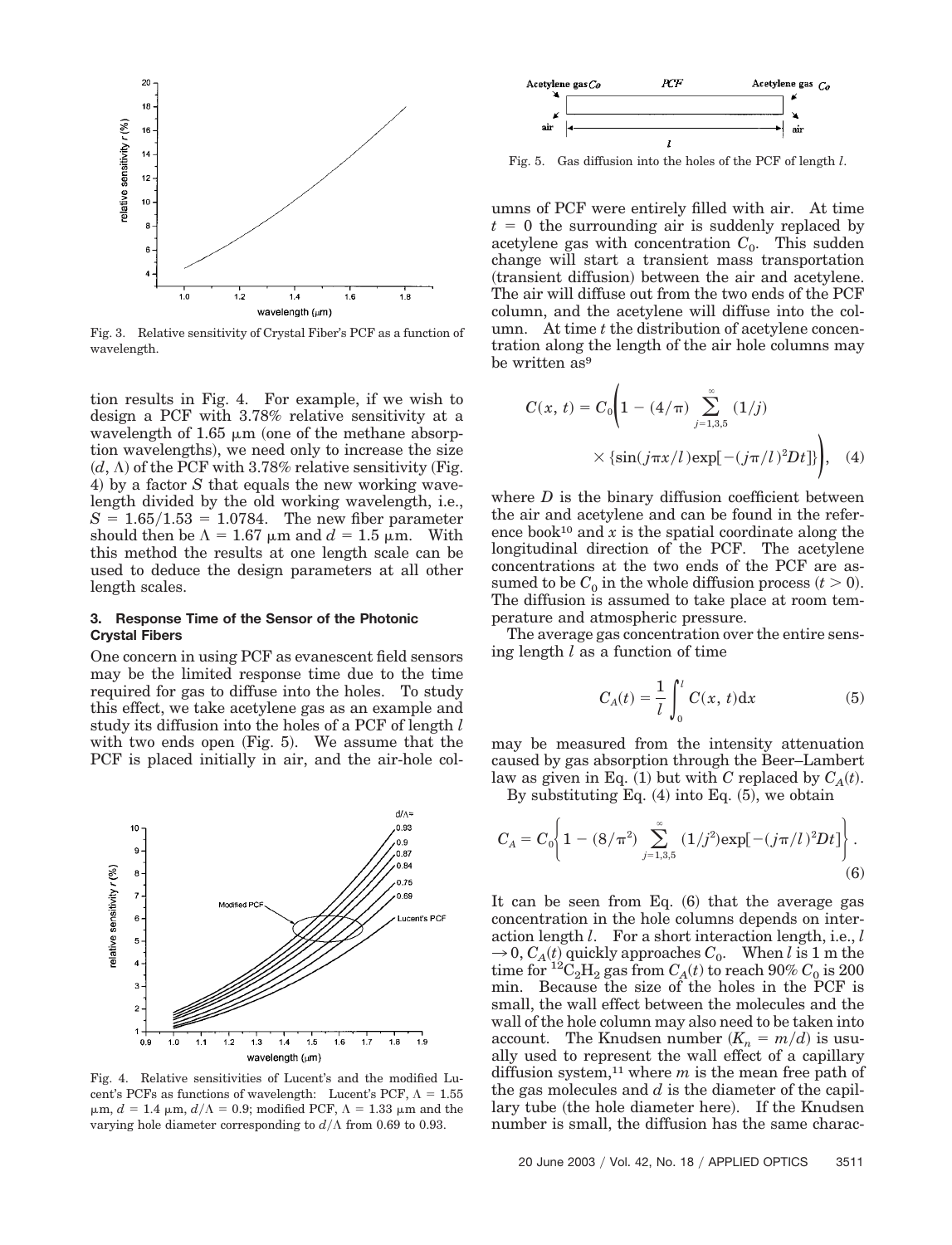Fig. 3. Relative sensitivity of Crystal Fiber's PCF as a function of wavelength.

tion results in Fig. 4. For example, if we wish to design a PCF with 3.78% relative sensitivity at a wavelength of 1.65 μm (one of the methane absorption wavelengths), we need only to increase the size $(d, \Lambda)$ of the PCF with 3.78% relative sensitivity (Fig. 4) by a factor $S$ that equals the new working wavelength divided by the old working wavelength, i.e., $S = 1.65/1.53 = 1.0784$. The new fiber parameter should then be $\Lambda = 1.67$ μm and $d = 1.5$ μm. With this method the results at one length scale can be used to deduce the design parameters at all other length scales.

### 3. Response Time of the Sensor of the Photonic Crystal Fibers

One concern in using PCF as evanescent field sensors may be the limited response time due to the time required for gas to diffuse into the holes. To study this effect, we take acetylene gas as an example and study its diffusion into the holes of a PCF of length $l$ with two ends open (Fig. 5). We assume that the PCF is placed initially in air, and the air-hole columns of PCF were entirely filled with air. At time $t = 0$ the surrounding air is suddenly replaced by acetylene gas with concentration $C_0$. This sudden change will start a transient mass transportation (transient diffusion) between the air and acetylene. The air will diffuse out from the two ends of the PCF column, and the acetylene will diffuse into the column. At time $t$ the distribution of acetylene concentration along the length of the air hole columns may be written as[9]

Fig. 4. Relative sensitivities of Lucent's and the modified Lucent's PCFs as functions of wavelength: Lucent's PCF, $\Lambda = 1.55$ μm, $d = 1.4$ μm, $d/\Lambda = 0.9$; modified PCF, $\Lambda = 1.33$ μm and the varying hole diameter corresponding to $d/\Lambda$ from 0.69 to 0.93.

Fig. 5. Gas diffusion into the holes of the PCF of length $l$.

$$C(x, t) = C_0\left(1 - (4/\pi) \sum_{j=1,3,5}^{\infty} (1/j) \times \{\sin(j\pi x/l)\exp[-(j\pi/l)^2 Dt]\}\right), \quad (4)$$

where $D$ is the binary diffusion coefficient between the air and acetylene and can be found in the reference book[10] and $x$ is the spatial coordinate along the longitudinal direction of the PCF. The acetylene concentrations at the two ends of the PCF are assumed to be $C_0$ in the whole diffusion process $(t > 0)$. The diffusion is assumed to take place at room temperature and atmospheric pressure.

The average gas concentration over the entire sensing length $l$ as a function of time

$$C_A(t) = \frac{1}{l}\int_0^l C(x, t)\mathrm{d}x \quad (5)$$

may be measured from the intensity attenuation caused by gas absorption through the Beer–Lambert law as given in Eq. (1) but with $C$ replaced by $C_A(t)$.

By substituting Eq. (4) into Eq. (5), we obtain

$$C_A = C_0\left\{1 - (8/\pi^2) \sum_{j=1,3,5}^{\infty} (1/j^2)\exp[-(j\pi/l)^2 Dt]\right\}. \quad (6)$$

It can be seen from Eq. (6) that the average gas concentration in the hole columns depends on interaction length $l$. For a short interaction length, i.e., $l \rightarrow 0$, $C_A(t)$ quickly approaches $C_0$. When $l$ is 1 m the time for $^{12}C_2H_2$ gas from $C_A(t)$ to reach 90% $C_0$ is 200 min. Because the size of the holes in the PCF is small, the wall effect between the molecules and the wall of the hole column may also need to be taken into account. The Knudsen number $(K_n = m/d)$ is usually used to represent the wall effect of a capillary diffusion system,[11] where $m$ is the mean free path of the gas molecules and $d$ is the diameter of the capillary tube (the hole diameter here). If the Knudsen number is small, the diffusion has the same charac-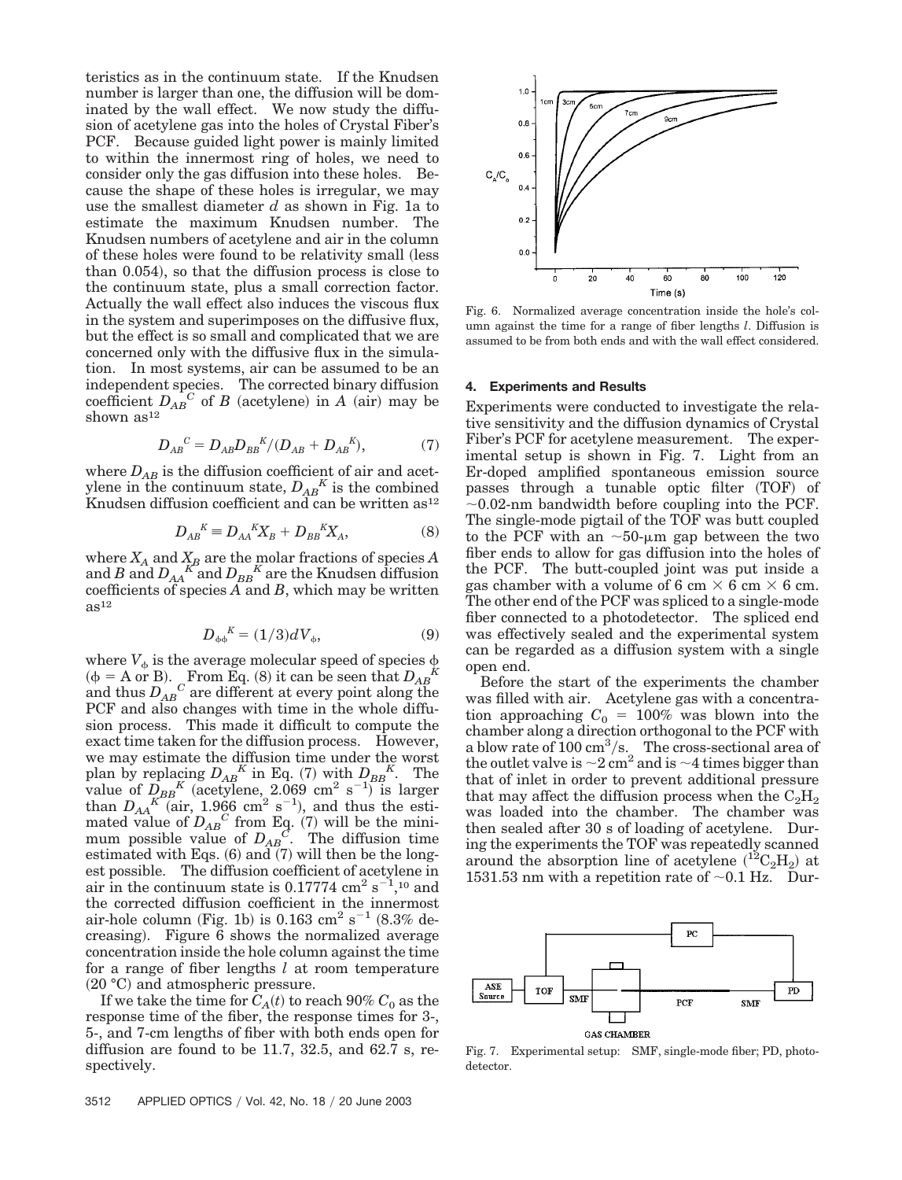teristics as in the continuum state. If the Knudsen number is larger than one, the diffusion will be dominated by the wall effect. We now study the diffusion of acetylene gas into the holes of Crystal Fiber's PCF. Because guided light power is mainly limited to within the innermost ring of holes, we need to consider only the gas diffusion into these holes. Because the shape of these holes is irregular, we may use the smallest diameter $d$ as shown in Fig. 1a to estimate the maximum Knudsen number. The Knudsen numbers of acetylene and air in the column of these holes were found to be relativity small (less than 0.054), so that the diffusion process is close to the continuum state, plus a small correction factor. Actually the wall effect also induces the viscous flux in the system and superimposes on the diffusive flux, but the effect is so small and complicated that we are concerned only with the diffusive flux in the simulation. In most systems, air can be assumed to be an independent species. The corrected binary diffusion coefficient $D_{AB}{}^{C}$ of $B$ (acetylene) in $A$ (air) may be shown as[12]

$$D_{AB}{}^{C} = D_{AB} D_{BB}{}^{K} / (D_{AB} + D_{AB}{}^{K}), \tag{7}$$

where $D_{AB}$ is the diffusion coefficient of air and acetylene in the continuum state, $D_{AB}{}^{K}$ is the combined Knudsen diffusion coefficient and can be written as[12]

$$D_{AB}{}^{K} \equiv D_{AA}{}^{K} X_B + D_{BB}{}^{K} X_A, \tag{8}$$

where $X_A$ and $X_B$ are the molar fractions of species $A$ and $B$ and $D_{AA}{}^{K}$ and $D_{BB}{}^{K}$ are the Knudsen diffusion coefficients of species $A$ and $B$, which may be written as[12]

$$D_{\phi\phi}{}^{K} = (1/3) d V_{\phi}, \tag{9}$$

where $V_{\phi}$ is the average molecular speed of species $\phi$ ($\phi$ = A or B). From Eq. (8) it can be seen that $D_{AB}{}^{K}$ and thus $D_{AB}{}^{C}$ are different at every point along the PCF and also changes with time in the whole diffusion process. This made it difficult to compute the exact time taken for the diffusion process. However, we may estimate the diffusion time under the worst plan by replacing $D_{AB}{}^{K}$ in Eq. (7) with $D_{BB}{}^{K}$. The value of $D_{BB}{}^{K}$ (acetylene, 2.069 $\text{cm}^2\ \text{s}^{-1}$) is larger than $D_{AA}{}^{K}$ (air, 1.966 $\text{cm}^2\ \text{s}^{-1}$), and thus the estimated value of $D_{AB}{}^{C}$ from Eq. (7) will be the minimum possible value of $D_{AB}{}^{C}$. The diffusion time estimated with Eqs. (6) and (7) will then be the longest possible. The diffusion coefficient of acetylene in air in the continuum state is 0.17774 $\text{cm}^2\ \text{s}^{-1}$,[10] and the corrected diffusion coefficient in the innermost air-hole column (Fig. 1b) is 0.163 $\text{cm}^2\ \text{s}^{-1}$ (8.3% decreasing). Figure 6 shows the normalized average concentration inside the hole column against the time for a range of fiber lengths $l$ at room temperature (20 °C) and atmospheric pressure.

If we take the time for $C_A(t)$ to reach 90% $C_0$ as the response time of the fiber, the response times for 3-, 5-, and 7-cm lengths of fiber with both ends open for diffusion are found to be 11.7, 32.5, and 62.7 s, respectively.

Fig. 6. Normalized average concentration inside the hole's column against the time for a range of fiber lengths $l$. Diffusion is assumed to be from both ends and with the wall effect considered.

## 4. Experiments and Results

Experiments were conducted to investigate the relative sensitivity and the diffusion dynamics of Crystal Fiber's PCF for acetylene measurement. The experimental setup is shown in Fig. 7. Light from an Er-doped amplified spontaneous emission source passes through a tunable optic filter (TOF) of ~0.02-nm bandwidth before coupling into the PCF. The single-mode pigtail of the TOF was butt coupled to the PCF with an ~50-μm gap between the two fiber ends to allow for gas diffusion into the holes of the PCF. The butt-coupled joint was put inside a gas chamber with a volume of 6 cm × 6 cm × 6 cm. The other end of the PCF was spliced to a single-mode fiber connected to a photodetector. The spliced end was effectively sealed and the experimental system can be regarded as a diffusion system with a single open end.

Before the start of the experiments the chamber was filled with air. Acetylene gas with a concentration approaching $C_0$ = 100% was blown into the chamber along a direction orthogonal to the PCF with a blow rate of 100 $\text{cm}^3/\text{s}$. The cross-sectional area of the outlet valve is ~2 $\text{cm}^2$ and is ~4 times bigger than that of inlet in order to prevent additional pressure that may affect the diffusion process when the $C_2H_2$ was loaded into the chamber. The chamber was then sealed after 30 s of loading of acetylene. During the experiments the TOF was repeatedly scanned around the absorption line of acetylene ($^{12}C_2H_2$) at 1531.53 nm with a repetition rate of ~0.1 Hz. Dur-

Fig. 7. Experimental setup: SMF, single-mode fiber; PD, photodetector.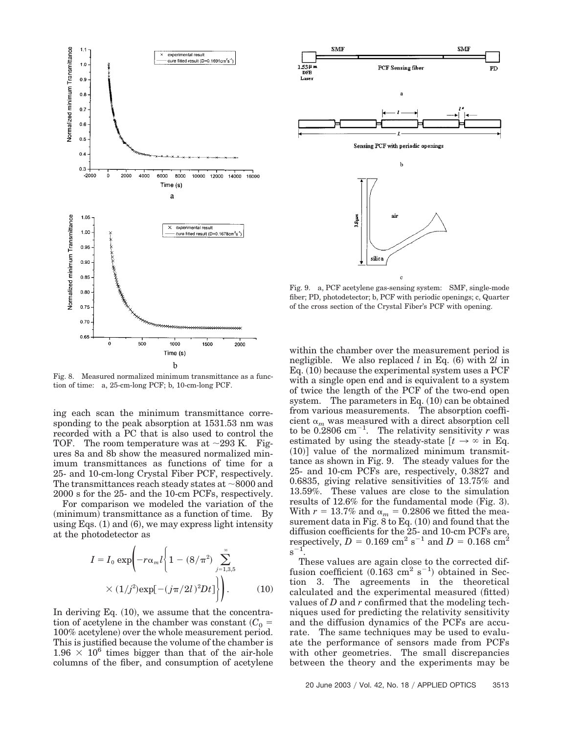Fig. 8. Measured normalized minimum transmittance as a function of time: a, 25-cm-long PCF; b, 10-cm-long PCF.

Fig. 9. a, PCF acetylene gas-sensing system: SMF, single-mode fiber; PD, photodetector; b, PCF with periodic openings; c, Quarter of the cross section of the Crystal Fiber's PCF with opening.

ing each scan the minimum transmittance corresponding to the peak absorption at 1531.53 nm was recorded with a PC that is also used to control the TOF. The room temperature was at ~293 K. Figures 8a and 8b show the measured normalized minimum transmittances as functions of time for a 25- and 10-cm-long Crystal Fiber PCF, respectively. The transmittances reach steady states at ~8000 and 2000 s for the 25- and the 10-cm PCFs, respectively.

For comparison we modeled the variation of the (minimum) transmittance as a function of time. By using Eqs. (1) and (6), we may express light intensity at the photodetector as

$$I = I_0 \exp\left(-r\alpha_m l \left\{1 - (8/\pi^2) \sum_{j=1,3,5}^{\infty} (1/j^2)\exp[-(j\pi/2l)^2 Dt]\right\}\right). \quad (10)$$

In deriving Eq. (10), we assume that the concentration of acetylene in the chamber was constant ($C_0 =$ 100% acetylene) over the whole measurement period. This is justified because the volume of the chamber is $1.96 \times 10^6$ times bigger than that of the air-hole columns of the fiber, and consumption of acetylene within the chamber over the measurement period is negligible. We also replaced $l$ in Eq. (6) with $2l$ in Eq. (10) because the experimental system uses a PCF with a single open end and is equivalent to a system of twice the length of the PCF of the two-end open system. The parameters in Eq. (10) can be obtained from various measurements. The absorption coefficient $\alpha_m$ was measured with a direct absorption cell to be 0.2806 cm$^{-1}$. The relativity sensitivity $r$ was estimated by using the steady-state [$t \to \infty$ in Eq. (10)] value of the normalized minimum transmittance as shown in Fig. 9. The steady values for the 25- and 10-cm PCFs are, respectively, 0.3827 and 0.6835, giving relative sensitivities of 13.75% and 13.59%. These values are close to the simulation results of 12.6% for the fundamental mode (Fig. 3). With $r = 13.7\%$ and $\alpha_m = 0.2806$ we fitted the measurement data in Fig. 8 to Eq. (10) and found that the diffusion coefficients for the 25- and 10-cm PCFs are, respectively, $D = 0.169$ cm$^2$ s$^{-1}$ and $D = 0.168$ cm$^2$ s$^{-1}$.

These values are again close to the corrected diffusion coefficient (0.163 cm$^2$ s$^{-1}$) obtained in Section 3. The agreements in the theoretical calculated and the experimental measured (fitted) values of $D$ and $r$ confirmed that the modeling techniques used for predicting the relativity sensitivity and the diffusion dynamics of the PCFs are accurate. The same techniques may be used to evaluate the performance of sensors made from PCFs with other geometries. The small discrepancies between the theory and the experiments may be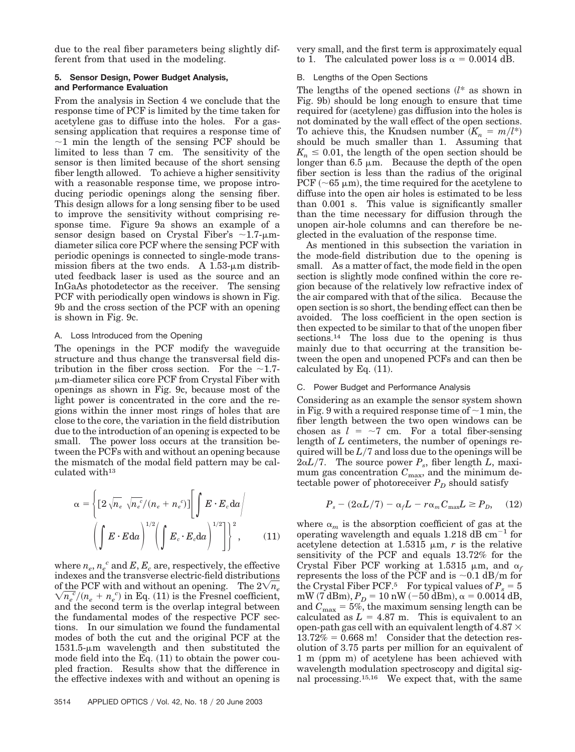due to the real fiber parameters being slightly different from that used in the modeling.

### 5. Sensor Design, Power Budget Analysis, and Performance Evaluation

From the analysis in Section 4 we conclude that the response time of PCF is limited by the time taken for acetylene gas to diffuse into the holes. For a gas-sensing application that requires a response time of ~1 min the length of the sensing PCF should be limited to less than 7 cm. The sensitivity of the sensor is then limited because of the short sensing fiber length allowed. To achieve a higher sensitivity with a reasonable response time, we propose introducing periodic openings along the sensing fiber. This design allows for a long sensing fiber to be used to improve the sensitivity without comprising response time. Figure 9a shows an example of a sensor design based on Crystal Fiber's ~1.7-μm-diameter silica core PCF where the sensing PCF with periodic openings is connected to single-mode transmission fibers at the two ends. A 1.53-μm distributed feedback laser is used as the source and an InGaAs photodetector as the receiver. The sensing PCF with periodically open windows is shown in Fig. 9b and the cross section of the PCF with an opening is shown in Fig. 9c.

#### A. Loss Introduced from the Opening

The openings in the PCF modify the waveguide structure and thus change the transversal field distribution in the fiber cross section. For the ~1.7-μm-diameter silica core PCF from Crystal Fiber with openings as shown in Fig. 9c, because most of the light power is concentrated in the core and the regions within the inner most rings of holes that are close to the core, the variation in the field distribution due to the introduction of an opening is expected to be small. The power loss occurs at the transition between the PCFs with and without an opening because the mismatch of the modal field pattern may be calculated with[13]

$$\alpha = \left\{ [2\sqrt{n_e}\,\sqrt{n_e^{\,c}}/(n_e + n_e^{\,c})] \left[ \int E \cdot E_c \mathrm{d}a \middle/ \left( \int E \cdot E \mathrm{d}a \right)^{1/2} \left( \int E_c \cdot E_c \mathrm{d}a \right)^{1/2} \right] \right\}^2, \qquad (11)$$

where $n_e$, $n_e^{\,c}$ and $E$, $E_c$ are, respectively, the effective indexes and the transverse electric-field distributions of the PCF with and without an opening. The $2\sqrt{n_e}\sqrt{n_e^{\,c}}/(n_e + n_e^{\,c})$ in Eq. (11) is the Fresnel coefficient, and the second term is the overlap integral between the fundamental modes of the respective PCF sections. In our simulation we found the fundamental modes of both the cut and the original PCF at the 1531.5-μm wavelength and then substituted the mode field into the Eq. (11) to obtain the power coupled fraction. Results show that the difference in the effective indexes with and without an opening is very small, and the first term is approximately equal to 1. The calculated power loss is $\alpha = 0.0014$ dB.

#### B. Lengths of the Open Sections

The lengths of the opened sections ($l^*$ as shown in Fig. 9b) should be long enough to ensure that time required for (acetylene) gas diffusion into the holes is not dominated by the wall effect of the open sections. To achieve this, the Knudsen number ($K_n = m/l^*$) should be much smaller than 1. Assuming that $K_n \leq 0.01$, the length of the open section should be longer than 6.5 μm. Because the depth of the open fiber section is less than the radius of the original PCF (~65 μm), the time required for the acetylene to diffuse into the open air holes is estimated to be less than 0.001 s. This value is significantly smaller than the time necessary for diffusion through the unopen air-hole columns and can therefore be neglected in the evaluation of the response time.

As mentioned in this subsection the variation in the mode-field distribution due to the opening is small. As a matter of fact, the mode field in the open section is slightly mode confined within the core region because of the relatively low refractive index of the air compared with that of the silica. Because the open section is so short, the bending effect can then be avoided. The loss coefficient in the open section is then expected to be similar to that of the unopen fiber sections.[14] The loss due to the opening is thus mainly due to that occurring at the transition between the open and unopened PCFs and can then be calculated by Eq. (11).

#### C. Power Budget and Performance Analysis

Considering as an example the sensor system shown in Fig. 9 with a required response time of ~1 min, the fiber length between the two open windows can be chosen as $l = \sim 7$ cm. For a total fiber-sensing length of $L$ centimeters, the number of openings required will be $L/7$ and loss due to the openings will be $2\alpha L/7$. The source power $P_s$, fiber length $L$, maximum gas concentration $C_{\max}$, and the minimum detectable power of photoreceiver $P_D$ should satisfy

$$P_s - (2\alpha L/7) - \alpha_f L - r\alpha_m C_{\max} L \geq P_D, \qquad (12)$$

where $\alpha_m$ is the absorption coefficient of gas at the operating wavelength and equals 1.218 dB cm$^{-1}$ for acetylene detection at 1.5315 μm, $r$ is the relative sensitivity of the PCF and equals 13.72% for the Crystal Fiber PCF working at 1.5315 μm, and $\alpha_f$ represents the loss of the PCF and is ~0.1 dB/m for the Crystal Fiber PCF.[5] For typical values of $P_s = 5$ mW (7 dBm), $P_D = 10$ nW (−50 dBm), $\alpha = 0.0014$ dB, and $C_{\max} = 5\%$, the maximum sensing length can be calculated as $L = 4.87$ m. This is equivalent to an open-path gas cell with an equivalent length of $4.87 \times 13.72\% = 0.668$ m! Consider that the detection resolution of 3.75 parts per million for an equivalent of 1 m (ppm m) of acetylene has been achieved with wavelength modulation spectroscopy and digital signal processing.[15,16] We expect that, with the same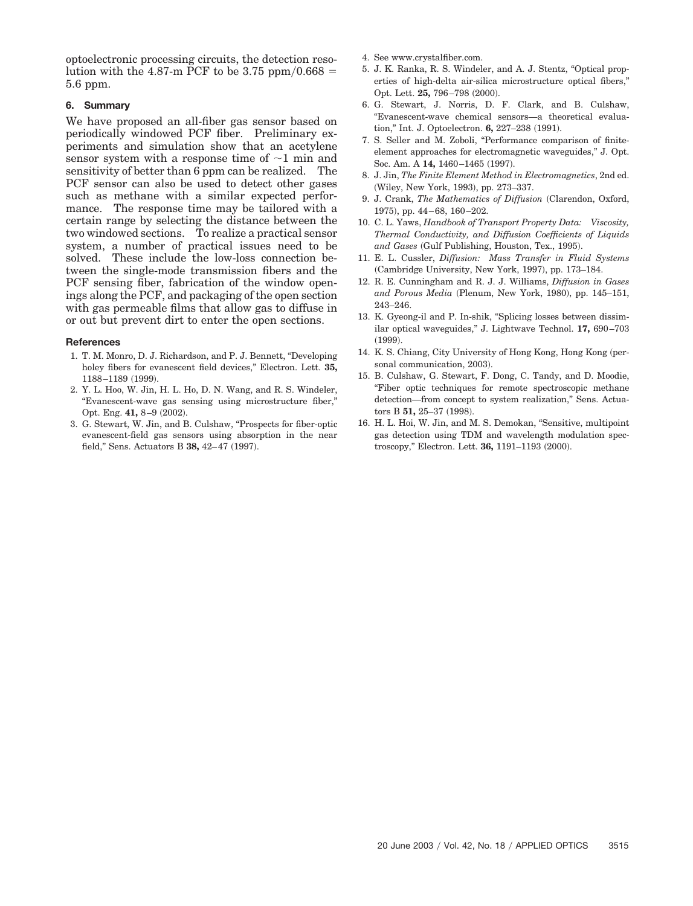optoelectronic processing circuits, the detection resolution with the 4.87-m PCF to be 3.75 ppm/0.668 = 5.6 ppm.

### 6. Summary

We have proposed an all-fiber gas sensor based on periodically windowed PCF fiber. Preliminary experiments and simulation show that an acetylene sensor system with a response time of ~1 min and sensitivity of better than 6 ppm can be realized. The PCF sensor can also be used to detect other gases such as methane with a similar expected performance. The response time may be tailored with a certain range by selecting the distance between the two windowed sections. To realize a practical sensor system, a number of practical issues need to be solved. These include the low-loss connection between the single-mode transmission fibers and the PCF sensing fiber, fabrication of the window openings along the PCF, and packaging of the open section with gas permeable films that allow gas to diffuse in or out but prevent dirt to enter the open sections.

### References

1. T. M. Monro, D. J. Richardson, and P. J. Bennett, "Developing holey fibers for evanescent field devices," Electron. Lett. **35,** 1188–1189 (1999).
2. Y. L. Hoo, W. Jin, H. L. Ho, D. N. Wang, and R. S. Windeler, "Evanescent-wave gas sensing using microstructure fiber," Opt. Eng. **41,** 8–9 (2002).
3. G. Stewart, W. Jin, and B. Culshaw, "Prospects for fiber-optic evanescent-field gas sensors using absorption in the near field," Sens. Actuators B **38,** 42–47 (1997).
4. See www.crystalfiber.com.
5. J. K. Ranka, R. S. Windeler, and A. J. Stentz, "Optical properties of high-delta air-silica microstructure optical fibers," Opt. Lett. **25,** 796–798 (2000).
6. G. Stewart, J. Norris, D. F. Clark, and B. Culshaw, "Evanescent-wave chemical sensors—a theoretical evaluation," Int. J. Optoelectron. **6,** 227–238 (1991).
7. S. Seller and M. Zoboli, "Performance comparison of finite-element approaches for electromagnetic waveguides," J. Opt. Soc. Am. A **14,** 1460–1465 (1997).
8. J. Jin, *The Finite Element Method in Electromagnetics*, 2nd ed. (Wiley, New York, 1993), pp. 273–337.
9. J. Crank, *The Mathematics of Diffusion* (Clarendon, Oxford, 1975), pp. 44–68, 160–202.
10. C. L. Yaws, *Handbook of Transport Property Data: Viscosity, Thermal Conductivity, and Diffusion Coefficients of Liquids and Gases* (Gulf Publishing, Houston, Tex., 1995).
11. E. L. Cussler, *Diffusion: Mass Transfer in Fluid Systems* (Cambridge University, New York, 1997), pp. 173–184.
12. R. E. Cunningham and R. J. J. Williams, *Diffusion in Gases and Porous Media* (Plenum, New York, 1980), pp. 145–151, 243–246.
13. K. Gyeong-il and P. In-shik, "Splicing losses between dissimilar optical waveguides," J. Lightwave Technol. **17,** 690–703 (1999).
14. K. S. Chiang, City University of Hong Kong, Hong Kong (personal communication, 2003).
15. B. Culshaw, G. Stewart, F. Dong, C. Tandy, and D. Moodie, "Fiber optic techniques for remote spectroscopic methane detection—from concept to system realization," Sens. Actuators B **51,** 25–37 (1998).
16. H. L. Hoi, W. Jin, and M. S. Demokan, "Sensitive, multipoint gas detection using TDM and wavelength modulation spectroscopy," Electron. Lett. **36,** 1191–1193 (2000).